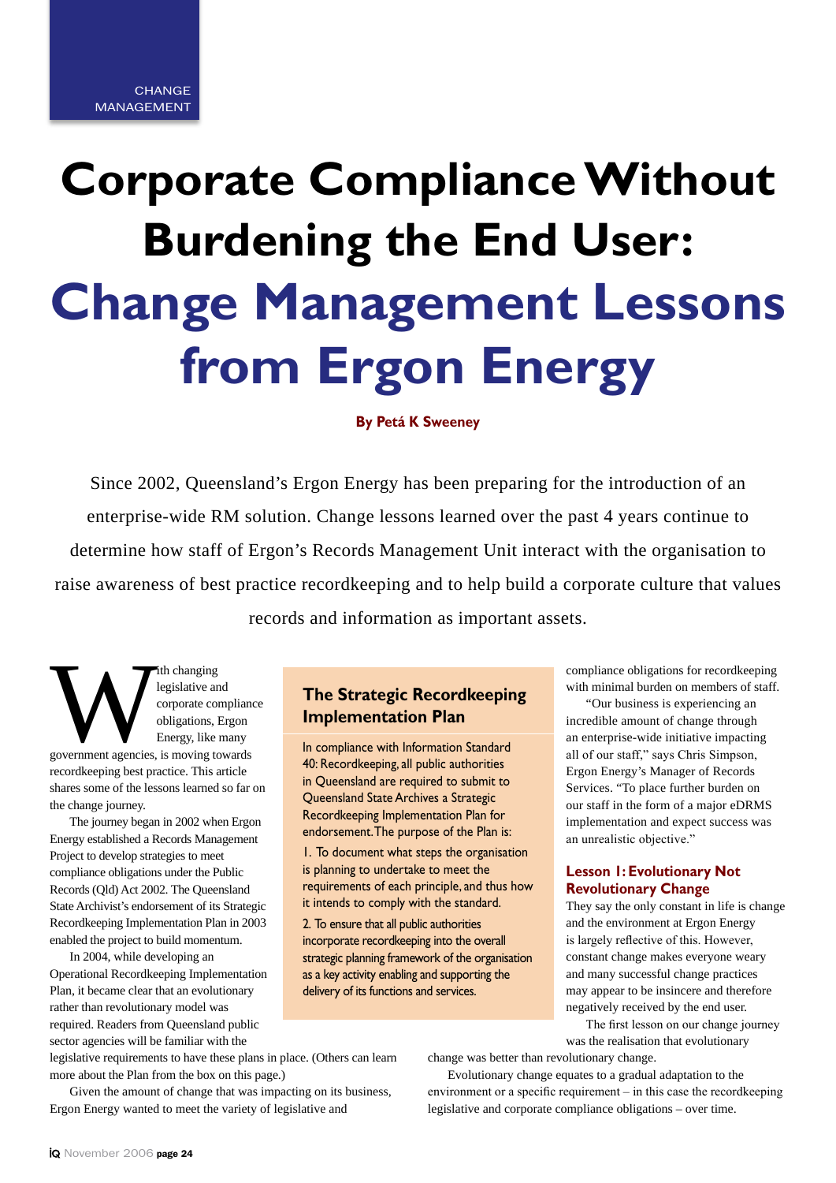CHANGE MANAGEMENT

# Corporate Compliance Without Burdening the End User: Change Management Lessons from Ergon Energy

**By Petá K Sweeney**

Since 2002, Queensland's Ergon Energy has been preparing for the introduction of an enterprise-wide RM solution. Change lessons learned over the past 4 years continue to determine how staff of Ergon's Records Management Unit interact with the organisation to raise awareness of best practice recordkeeping and to help build a corporate culture that values records and information as important assets.

With changing legislative and corporate compliance obligations, Ergon Energy, like many government agencies, is moving towards recordkeeping best practice. This article shares some of the lessons learned so far on the change journey.

The journey began in 2002 when Ergon Energy established a Records Management Project to develop strategies to meet compliance obligations under the Public Records (Qld) Act 2002. The Queensland State Archivist's endorsement of its Strategic Recordkeeping Implementation Plan in 2003 enabled the project to build momentum.

In 2004, while developing an Operational Recordkeeping Implementation Plan, it became clear that an evolutionary rather than revolutionary model was required. Readers from Queensland public sector agencies will be familiar with the legislative requirements to have these plans in place. (Others can learn more about the Plan from the box on this page.)

Given the amount of change that was impacting on its business, Ergon Energy wanted to meet the variety of legislative and compliance obligations for recordkeeping with minimal burden on members of staff.

"Our business is experiencing an incredible amount of change through an enterprise-wide initiative impacting all of our staff," says Chris Simpson, Ergon Energy's Manager of Records Services. "To place further burden on our staff in the form of a major eDRMS implementation and expect success was an unrealistic objective."

## The Strategic Recordkeeping Implementation Plan

In compliance with Information Standard 40: Recordkeeping, all public authorities in Queensland are required to submit to Queensland State Archives a Strategic Recordkeeping Implementation Plan for endorsement. The purpose of the Plan is:

1. To document what steps the organisation is planning to undertake to meet the requirements of each principle, and thus how it intends to comply with the standard.
2. To ensure that all public authorities incorporate recordkeeping into the overall strategic planning framework of the organisation as a key activity enabling and supporting the delivery of its functions and services.

### Lesson 1: Evolutionary Not Revolutionary Change

They say the only constant in life is change and the environment at Ergon Energy is largely reflective of this. However, constant change makes everyone weary and many successful change practices may appear to be insincere and therefore negatively received by the end user.

The first lesson on our change journey was the realisation that evolutionary change was better than revolutionary change.

Evolutionary change equates to a gradual adaptation to the environment or a specific requirement – in this case the recordkeeping legislative and corporate compliance obligations – over time.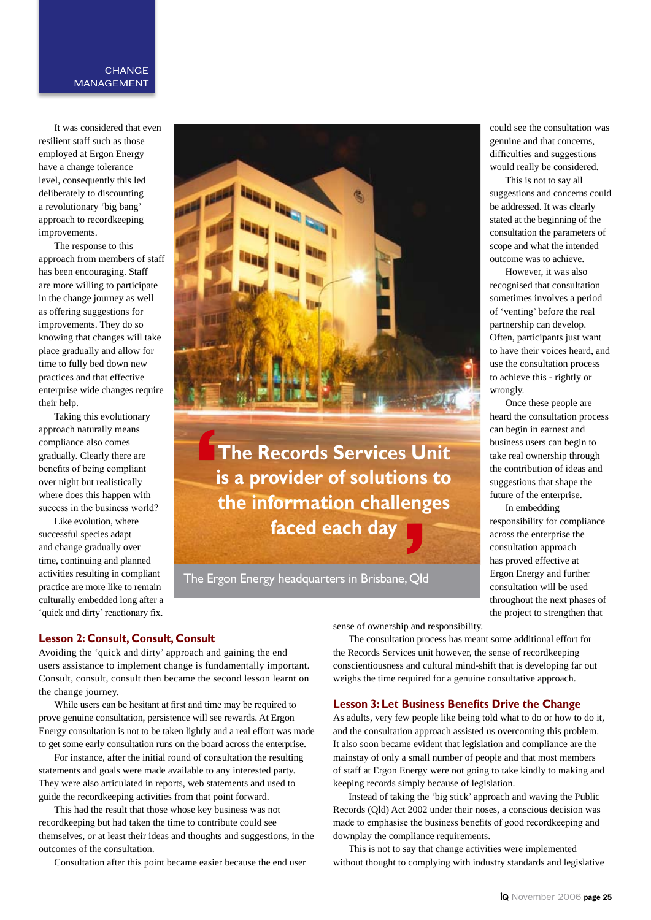It was considered that even resilient staff such as those employed at Ergon Energy have a change tolerance level, consequently this led deliberately to discounting a revolutionary 'big bang' approach to recordkeeping improvements.

The response to this approach from members of staff has been encouraging. Staff are more willing to participate in the change journey as well as offering suggestions for improvements. They do so knowing that changes will take place gradually and allow for time to fully bed down new practices and that effective enterprise wide changes require their help.

Taking this evolutionary approach naturally means compliance also comes gradually. Clearly there are benefits of being compliant over night but realistically where does this happen with success in the business world?

Like evolution, where successful species adapt and change gradually over time, continuing and planned activities resulting in compliant practice are more like to remain culturally embedded long after a 'quick and dirty' reactionary fix.

> The Records Services Unit is a provider of solutions to the information challenges faced each day

The Ergon Energy headquarters in Brisbane, Qld

could see the consultation was genuine and that concerns, difficulties and suggestions would really be considered.

This is not to say all suggestions and concerns could be addressed. It was clearly stated at the beginning of the consultation the parameters of scope and what the intended outcome was to achieve.

However, it was also recognised that consultation sometimes involves a period of 'venting' before the real partnership can develop. Often, participants just want to have their voices heard, and use the consultation process to achieve this - rightly or wrongly.

Once these people are heard the consultation process can begin in earnest and business users can begin to take real ownership through the contribution of ideas and suggestions that shape the future of the enterprise.

In embedding responsibility for compliance across the enterprise the consultation approach has proved effective at Ergon Energy and further consultation will be used throughout the next phases of the project to strengthen that sense of ownership and responsibility.

The consultation process has meant some additional effort for the Records Services unit however, the sense of recordkeeping conscientiousness and cultural mind-shift that is developing far out weighs the time required for a genuine consultative approach.

## Lesson 2: Consult, Consult, Consult

Avoiding the 'quick and dirty' approach and gaining the end users assistance to implement change is fundamentally important. Consult, consult, consult then became the second lesson learnt on the change journey.

While users can be hesitant at first and time may be required to prove genuine consultation, persistence will see rewards. At Ergon Energy consultation is not to be taken lightly and a real effort was made to get some early consultation runs on the board across the enterprise.

For instance, after the initial round of consultation the resulting statements and goals were made available to any interested party. They were also articulated in reports, web statements and used to guide the recordkeeping activities from that point forward.

This had the result that those whose key business was not recordkeeping but had taken the time to contribute could see themselves, or at least their ideas and thoughts and suggestions, in the outcomes of the consultation.

Consultation after this point became easier because the end user

## Lesson 3: Let Business Benefits Drive the Change

As adults, very few people like being told what to do or how to do it, and the consultation approach assisted us overcoming this problem. It also soon became evident that legislation and compliance are the mainstay of only a small number of people and that most members of staff at Ergon Energy were not going to take kindly to making and keeping records simply because of legislation.

Instead of taking the 'big stick' approach and waving the Public Records (Qld) Act 2002 under their noses, a conscious decision was made to emphasise the business benefits of good recordkeeping and downplay the compliance requirements.

This is not to say that change activities were implemented without thought to complying with industry standards and legislative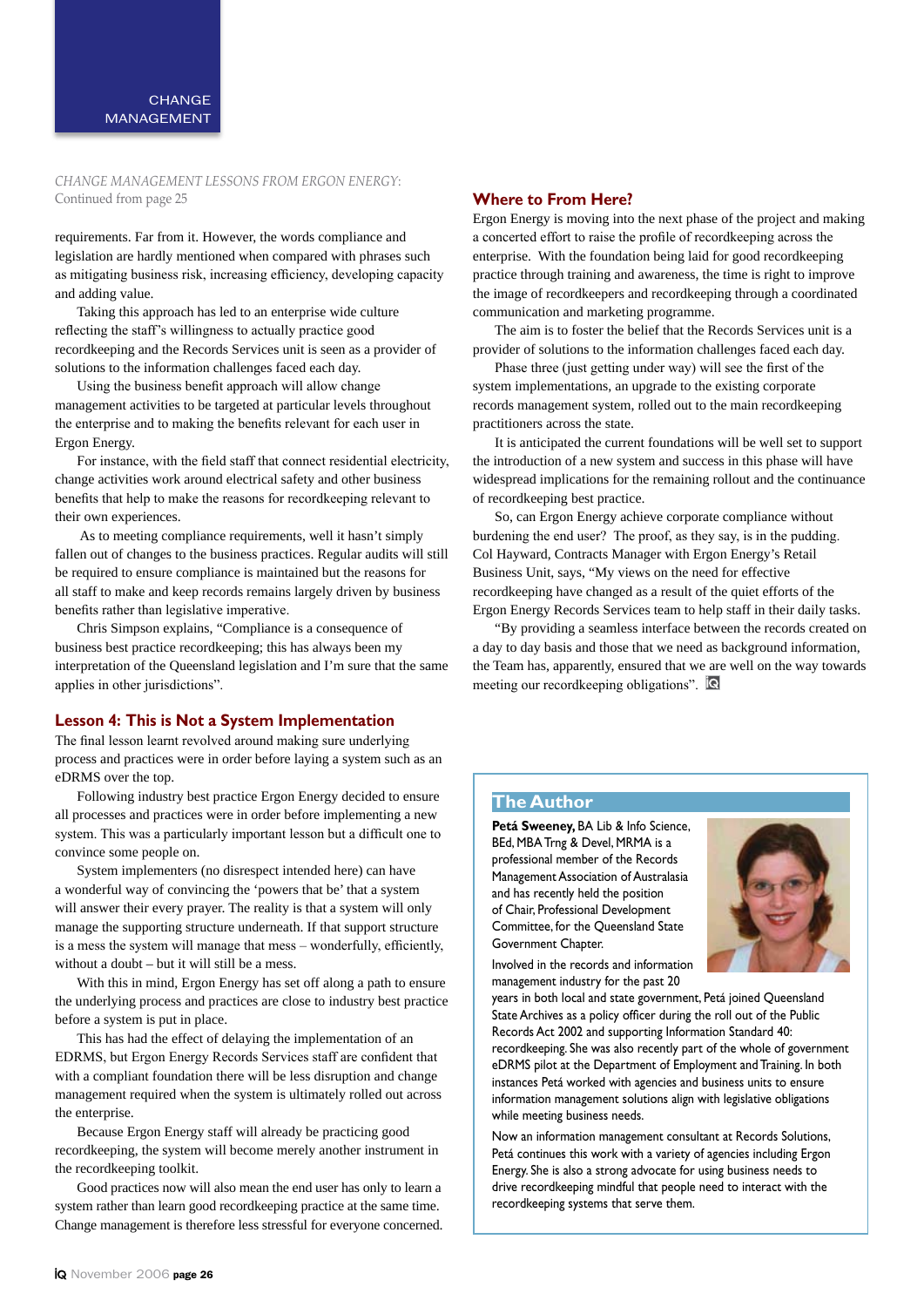CHANGE MANAGEMENT

*CHANGE MANAGEMENT LESSONS FROM ERGON ENERGY*:
Continued from page 25

requirements. Far from it. However, the words compliance and legislation are hardly mentioned when compared with phrases such as mitigating business risk, increasing efficiency, developing capacity and adding value.

Taking this approach has led to an enterprise wide culture reflecting the staff's willingness to actually practice good recordkeeping and the Records Services unit is seen as a provider of solutions to the information challenges faced each day.

Using the business benefit approach will allow change management activities to be targeted at particular levels throughout the enterprise and to making the benefits relevant for each user in Ergon Energy.

For instance, with the field staff that connect residential electricity, change activities work around electrical safety and other business benefits that help to make the reasons for recordkeeping relevant to their own experiences.

As to meeting compliance requirements, well it hasn't simply fallen out of changes to the business practices. Regular audits will still be required to ensure compliance is maintained but the reasons for all staff to make and keep records remains largely driven by business benefits rather than legislative imperative.

Chris Simpson explains, "Compliance is a consequence of business best practice recordkeeping; this has always been my interpretation of the Queensland legislation and I'm sure that the same applies in other jurisdictions".

## Lesson 4: This is Not a System Implementation

The final lesson learnt revolved around making sure underlying process and practices were in order before laying a system such as an eDRMS over the top.

Following industry best practice Ergon Energy decided to ensure all processes and practices were in order before implementing a new system. This was a particularly important lesson but a difficult one to convince some people on.

System implementers (no disrespect intended here) can have a wonderful way of convincing the 'powers that be' that a system will answer their every prayer. The reality is that a system will only manage the supporting structure underneath. If that support structure is a mess the system will manage that mess – wonderfully, efficiently, without a doubt – but it will still be a mess.

With this in mind, Ergon Energy has set off along a path to ensure the underlying process and practices are close to industry best practice before a system is put in place.

This has had the effect of delaying the implementation of an EDRMS, but Ergon Energy Records Services staff are confident that with a compliant foundation there will be less disruption and change management required when the system is ultimately rolled out across the enterprise.

Because Ergon Energy staff will already be practicing good recordkeeping, the system will become merely another instrument in the recordkeeping toolkit.

Good practices now will also mean the end user has only to learn a system rather than learn good recordkeeping practice at the same time. Change management is therefore less stressful for everyone concerned.

## Where to From Here?

Ergon Energy is moving into the next phase of the project and making a concerted effort to raise the profile of recordkeeping across the enterprise. With the foundation being laid for good recordkeeping practice through training and awareness, the time is right to improve the image of recordkeepers and recordkeeping through a coordinated communication and marketing programme.

The aim is to foster the belief that the Records Services unit is a provider of solutions to the information challenges faced each day.

Phase three (just getting under way) will see the first of the system implementations, an upgrade to the existing corporate records management system, rolled out to the main recordkeeping practitioners across the state.

It is anticipated the current foundations will be well set to support the introduction of a new system and success in this phase will have widespread implications for the remaining rollout and the continuance of recordkeeping best practice.

So, can Ergon Energy achieve corporate compliance without burdening the end user? The proof, as they say, is in the pudding. Col Hayward, Contracts Manager with Ergon Energy's Retail Business Unit, says, "My views on the need for effective recordkeeping have changed as a result of the quiet efforts of the Ergon Energy Records Services team to help staff in their daily tasks.

"By providing a seamless interface between the records created on a day to day basis and those that we need as background information, the Team has, apparently, ensured that we are well on the way towards meeting our recordkeeping obligations". iQ

## The Author

**Petá Sweeney,** BA Lib & Info Science, BEd, MBA Trng & Devel, MRMA is a professional member of the Records Management Association of Australasia and has recently held the position of Chair, Professional Development Committee, for the Queensland State Government Chapter.

Involved in the records and information management industry for the past 20 years in both local and state government, Petá joined Queensland State Archives as a policy officer during the roll out of the Public Records Act 2002 and supporting Information Standard 40: recordkeeping. She was also recently part of the whole of government eDRMS pilot at the Department of Employment and Training. In both instances Petá worked with agencies and business units to ensure information management solutions align with legislative obligations while meeting business needs.

Now an information management consultant at Records Solutions, Petá continues this work with a variety of agencies including Ergon Energy. She is also a strong advocate for using business needs to drive recordkeeping mindful that people need to interact with the recordkeeping systems that serve them.